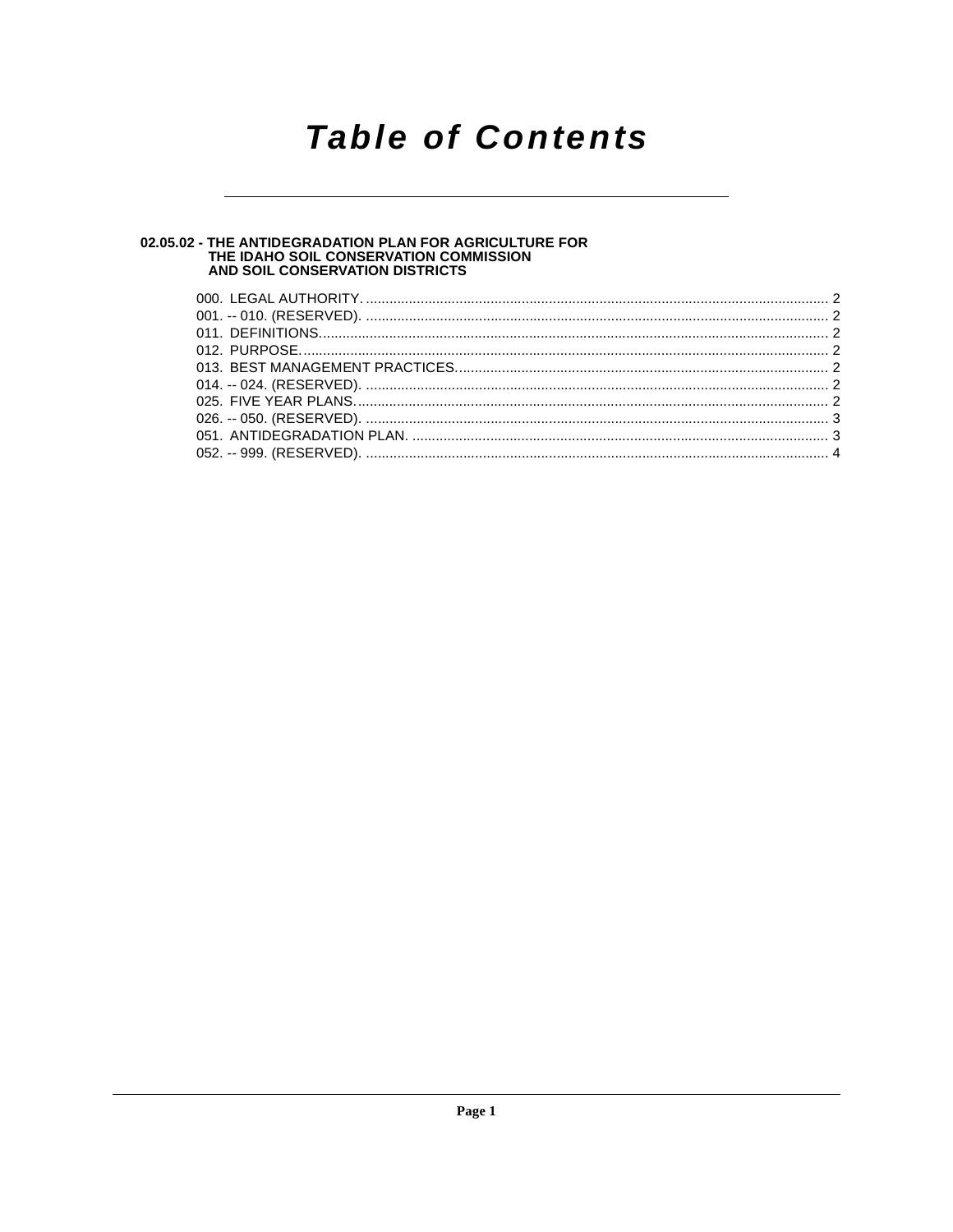# Table of Contents

## 02.05.02 - THE ANTIDEGRADATION PLAN FOR AGRICULTURE FOR THE IDAHO SOIL CONSERVATION COMMISSION AND SOIL CONSERVATION DISTRICTS

000. LEGAL AUTHORITY. ..... 2
001. -- 010. (RESERVED). ..... 2
011. DEFINITIONS. ..... 2
012. PURPOSE. ..... 2
013. BEST MANAGEMENT PRACTICES. ..... 2
014. -- 024. (RESERVED). ..... 2
025. FIVE YEAR PLANS. ..... 2
026. -- 050. (RESERVED). ..... 3
051. ANTIDEGRADATION PLAN. ..... 3
052. -- 999. (RESERVED). ..... 4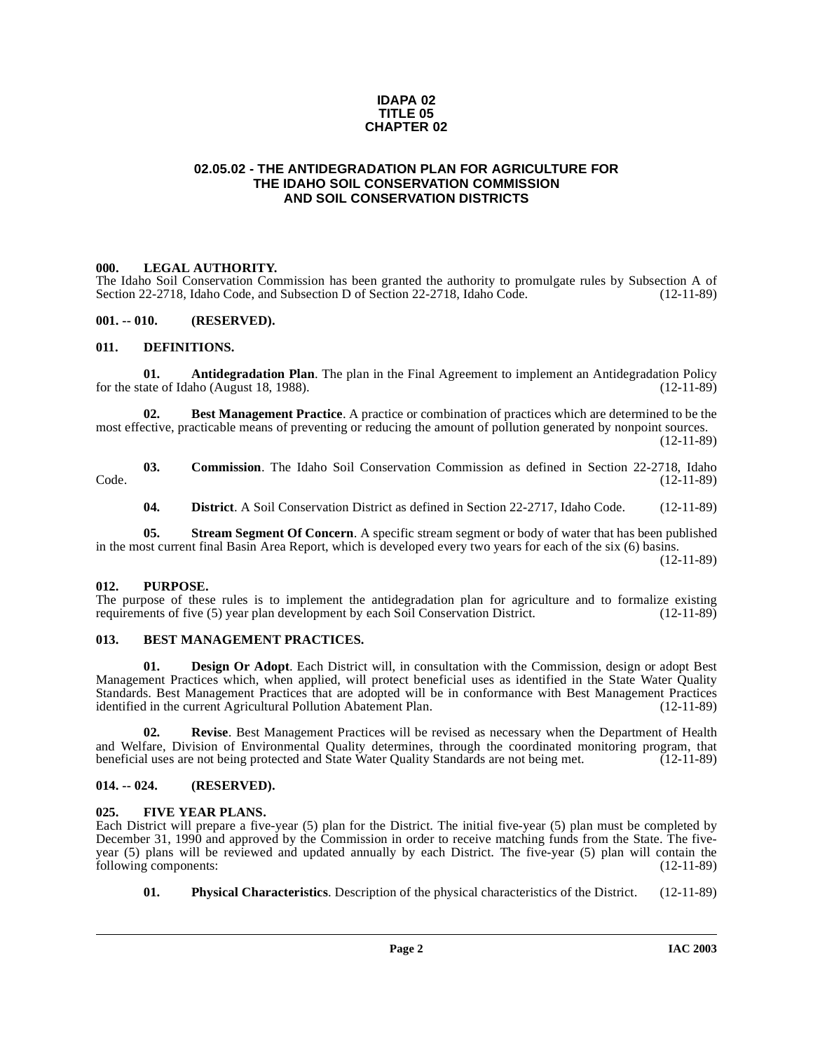**IDAPA 02**
**TITLE 05**
**CHAPTER 02**

# 02.05.02 - THE ANTIDEGRADATION PLAN FOR AGRICULTURE FOR THE IDAHO SOIL CONSERVATION COMMISSION AND SOIL CONSERVATION DISTRICTS

## 000. LEGAL AUTHORITY.

The Idaho Soil Conservation Commission has been granted the authority to promulgate rules by Subsection A of Section 22-2718, Idaho Code, and Subsection D of Section 22-2718, Idaho Code. (12-11-89)

## 001. -- 010. (RESERVED).

## 011. DEFINITIONS.

**01. Antidegradation Plan**. The plan in the Final Agreement to implement an Antidegradation Policy for the state of Idaho (August 18, 1988). (12-11-89)

**02. Best Management Practice**. A practice or combination of practices which are determined to be the most effective, practicable means of preventing or reducing the amount of pollution generated by nonpoint sources. (12-11-89)

**03. Commission**. The Idaho Soil Conservation Commission as defined in Section 22-2718, Idaho Code. (12-11-89)

**04. District**. A Soil Conservation District as defined in Section 22-2717, Idaho Code. (12-11-89)

**05. Stream Segment Of Concern**. A specific stream segment or body of water that has been published in the most current final Basin Area Report, which is developed every two years for each of the six (6) basins. (12-11-89)

## 012. PURPOSE.

The purpose of these rules is to implement the antidegradation plan for agriculture and to formalize existing requirements of five (5) year plan development by each Soil Conservation District. (12-11-89)

## 013. BEST MANAGEMENT PRACTICES.

**01. Design Or Adopt**. Each District will, in consultation with the Commission, design or adopt Best Management Practices which, when applied, will protect beneficial uses as identified in the State Water Quality Standards. Best Management Practices that are adopted will be in conformance with Best Management Practices identified in the current Agricultural Pollution Abatement Plan. (12-11-89)

**02. Revise**. Best Management Practices will be revised as necessary when the Department of Health and Welfare, Division of Environmental Quality determines, through the coordinated monitoring program, that beneficial uses are not being protected and State Water Quality Standards are not being met. (12-11-89)

## 014. -- 024. (RESERVED).

## 025. FIVE YEAR PLANS.

Each District will prepare a five-year (5) plan for the District. The initial five-year (5) plan must be completed by December 31, 1990 and approved by the Commission in order to receive matching funds from the State. The five-year (5) plans will be reviewed and updated annually by each District. The five-year (5) plan will contain the following components: (12-11-89)

**01. Physical Characteristics**. Description of the physical characteristics of the District. (12-11-89)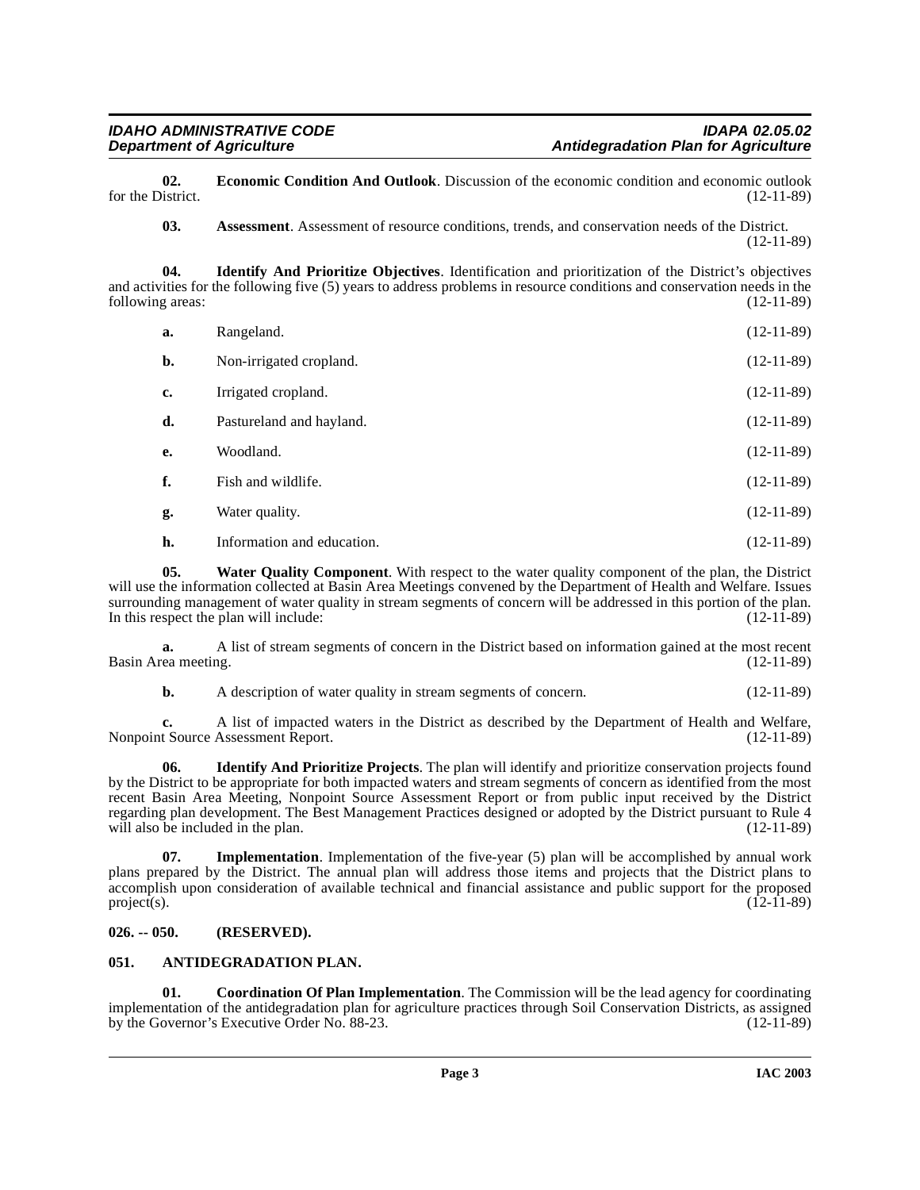**02. Economic Condition And Outlook**. Discussion of the economic condition and economic outlook for the District. (12-11-89)

**03. Assessment**. Assessment of resource conditions, trends, and conservation needs of the District. (12-11-89)

**04. Identify And Prioritize Objectives**. Identification and prioritization of the District's objectives and activities for the following five (5) years to address problems in resource conditions and conservation needs in the following areas: (12-11-89)

**a.** Rangeland. (12-11-89)

**b.** Non-irrigated cropland. (12-11-89)

**c.** Irrigated cropland. (12-11-89)

**d.** Pastureland and hayland. (12-11-89)

**e.** Woodland. (12-11-89)

**f.** Fish and wildlife. (12-11-89)

**g.** Water quality. (12-11-89)

**h.** Information and education. (12-11-89)

**05. Water Quality Component**. With respect to the water quality component of the plan, the District will use the information collected at Basin Area Meetings convened by the Department of Health and Welfare. Issues surrounding management of water quality in stream segments of concern will be addressed in this portion of the plan. In this respect the plan will include: (12-11-89)

**a.** A list of stream segments of concern in the District based on information gained at the most recent Basin Area meeting. (12-11-89)

**b.** A description of water quality in stream segments of concern. (12-11-89)

**c.** A list of impacted waters in the District as described by the Department of Health and Welfare, Nonpoint Source Assessment Report. (12-11-89)

**06. Identify And Prioritize Projects**. The plan will identify and prioritize conservation projects found by the District to be appropriate for both impacted waters and stream segments of concern as identified from the most recent Basin Area Meeting, Nonpoint Source Assessment Report or from public input received by the District regarding plan development. The Best Management Practices designed or adopted by the District pursuant to Rule 4 will also be included in the plan. (12-11-89)

**07. Implementation**. Implementation of the five-year (5) plan will be accomplished by annual work plans prepared by the District. The annual plan will address those items and projects that the District plans to accomplish upon consideration of available technical and financial assistance and public support for the proposed project(s). (12-11-89)

## 026. -- 050. (RESERVED).

## 051. ANTIDEGRADATION PLAN.

**01. Coordination Of Plan Implementation**. The Commission will be the lead agency for coordinating implementation of the antidegradation plan for agriculture practices through Soil Conservation Districts, as assigned by the Governor's Executive Order No. 88-23. (12-11-89)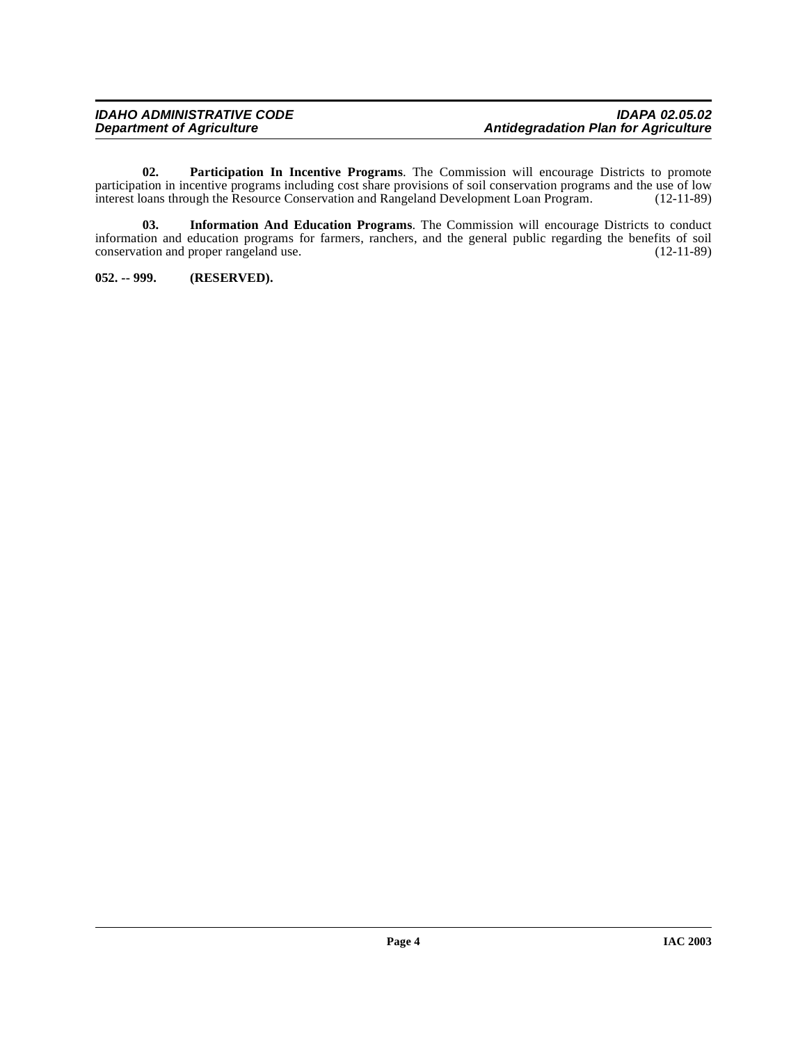**02. Participation In Incentive Programs**. The Commission will encourage Districts to promote participation in incentive programs including cost share provisions of soil conservation programs and the use of low interest loans through the Resource Conservation and Rangeland Development Loan Program. (12-11-89)

**03. Information And Education Programs**. The Commission will encourage Districts to conduct information and education programs for farmers, ranchers, and the general public regarding the benefits of soil conservation and proper rangeland use. (12-11-89)

**052. -- 999. (RESERVED).**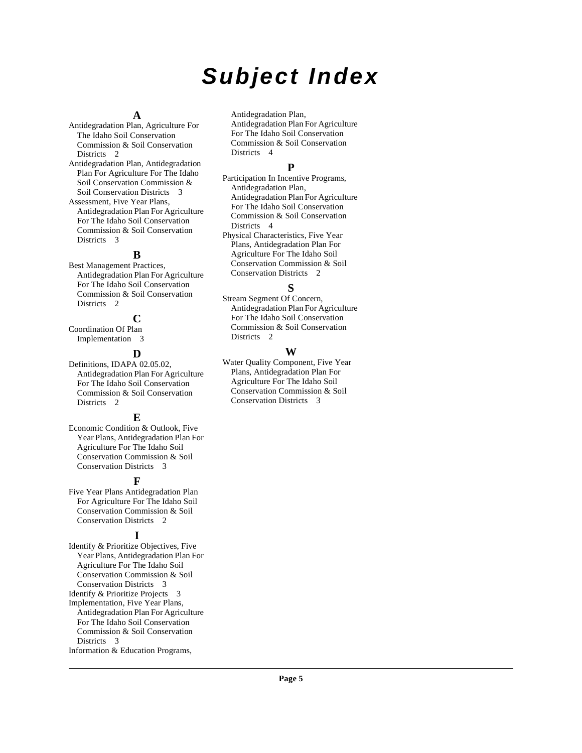# Subject Index

**A**

Antidegradation Plan, Agriculture For The Idaho Soil Conservation Commission & Soil Conservation Districts 2

Antidegradation Plan, Antidegradation Plan For Agriculture For The Idaho Soil Conservation Commission & Soil Conservation Districts 3

Assessment, Five Year Plans, Antidegradation Plan For Agriculture For The Idaho Soil Conservation Commission & Soil Conservation Districts 3

**B**

Best Management Practices, Antidegradation Plan For Agriculture For The Idaho Soil Conservation Commission & Soil Conservation Districts 2

**C**

Coordination Of Plan Implementation 3

**D**

Definitions, IDAPA 02.05.02, Antidegradation Plan For Agriculture For The Idaho Soil Conservation Commission & Soil Conservation Districts 2

**E**

Economic Condition & Outlook, Five Year Plans, Antidegradation Plan For Agriculture For The Idaho Soil Conservation Commission & Soil Conservation Districts 3

**F**

Five Year Plans Antidegradation Plan For Agriculture For The Idaho Soil Conservation Commission & Soil Conservation Districts 2

**I**

Identify & Prioritize Objectives, Five Year Plans, Antidegradation Plan For Agriculture For The Idaho Soil Conservation Commission & Soil Conservation Districts 3

Identify & Prioritize Projects 3

Implementation, Five Year Plans, Antidegradation Plan For Agriculture For The Idaho Soil Conservation Commission & Soil Conservation Districts 3

Information & Education Programs, Antidegradation Plan, Antidegradation Plan For Agriculture For The Idaho Soil Conservation Commission & Soil Conservation Districts 4

**P**

Participation In Incentive Programs, Antidegradation Plan, Antidegradation Plan For Agriculture For The Idaho Soil Conservation Commission & Soil Conservation Districts 4

Physical Characteristics, Five Year Plans, Antidegradation Plan For Agriculture For The Idaho Soil Conservation Commission & Soil Conservation Districts 2

**S**

Stream Segment Of Concern, Antidegradation Plan For Agriculture For The Idaho Soil Conservation Commission & Soil Conservation Districts 2

**W**

Water Quality Component, Five Year Plans, Antidegradation Plan For Agriculture For The Idaho Soil Conservation Commission & Soil Conservation Districts 3